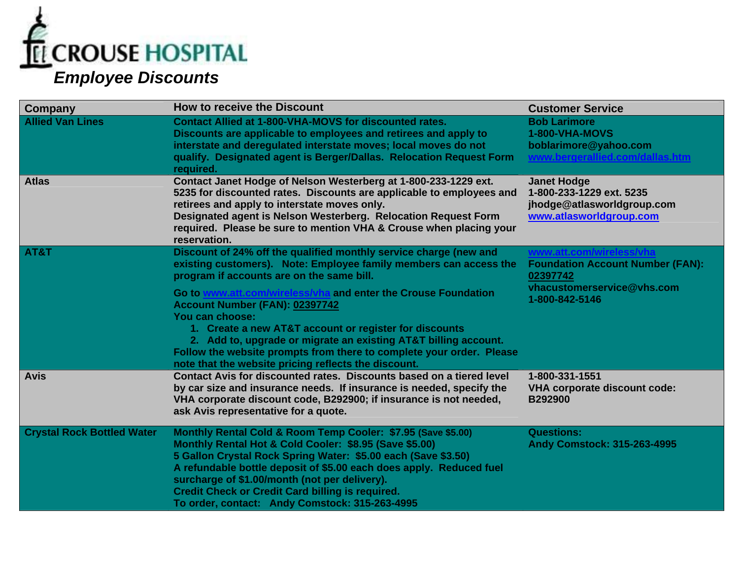# CROUSE HOSPITAL

## *Employee Discounts*

| Company | How to receive the Discount | Customer Service |
|---|---|---|
| **Allied Van Lines** | **Contact Allied at 1-800-VHA-MOVS for discounted rates.**<br>**Discounts are applicable to employees and retirees and apply to interstate and deregulated interstate moves; local moves do not qualify. Designated agent is Berger/Dallas. Relocation Request Form required.** | **Bob Larimore**<br>**1-800-VHA-MOVS**<br>**boblarimore@yahoo.com**<br>**www.bergerallied.com/dallas.htm** |
| **Atlas** | **Contact Janet Hodge of Nelson Westerberg at 1-800-233-1229 ext. 5235 for discounted rates. Discounts are applicable to employees and retirees and apply to interstate moves only.**<br>**Designated agent is Nelson Westerberg. Relocation Request Form required. Please be sure to mention VHA & Crouse when placing your reservation.** | **Janet Hodge**<br>**1-800-233-1229 ext. 5235**<br>**jhodge@atlasworldgroup.com**<br>**www.atlasworldgroup.com** |
| **AT&T** | **Discount of 24% off the qualified monthly service charge (new and existing customers). Note: Employee family members can access the program if accounts are on the same bill.**<br>**Go to www.att.com/wireless/vha and enter the Crouse Foundation Account Number (FAN): 02397742**<br>**You can choose:**<br>**1. Create a new AT&T account or register for discounts**<br>**2. Add to, upgrade or migrate an existing AT&T billing account.**<br>**Follow the website prompts from there to complete your order. Please note that the website pricing reflects the discount.** | **www.att.com/wireless/vha**<br>**Foundation Account Number (FAN): 02397742**<br>**vhacustomerservice@vhs.com**<br>**1-800-842-5146** |
| **Avis** | **Contact Avis for discounted rates. Discounts based on a tiered level by car size and insurance needs. If insurance is needed, specify the VHA corporate discount code, B292900; if insurance is not needed, ask Avis representative for a quote.** | **1-800-331-1551**<br>**VHA corporate discount code: B292900** |
| **Crystal Rock Bottled Water** | **Monthly Rental Cold & Room Temp Cooler: $7.95 (Save $5.00)**<br>**Monthly Rental Hot & Cold Cooler: $8.95 (Save $5.00)**<br>**5 Gallon Crystal Rock Spring Water: $5.00 each (Save $3.50)**<br>**A refundable bottle deposit of $5.00 each does apply. Reduced fuel surcharge of $1.00/month (not per delivery).**<br>**Credit Check or Credit Card billing is required.**<br>**To order, contact: Andy Comstock: 315-263-4995** | **Questions:**<br>**Andy Comstock: 315-263-4995** |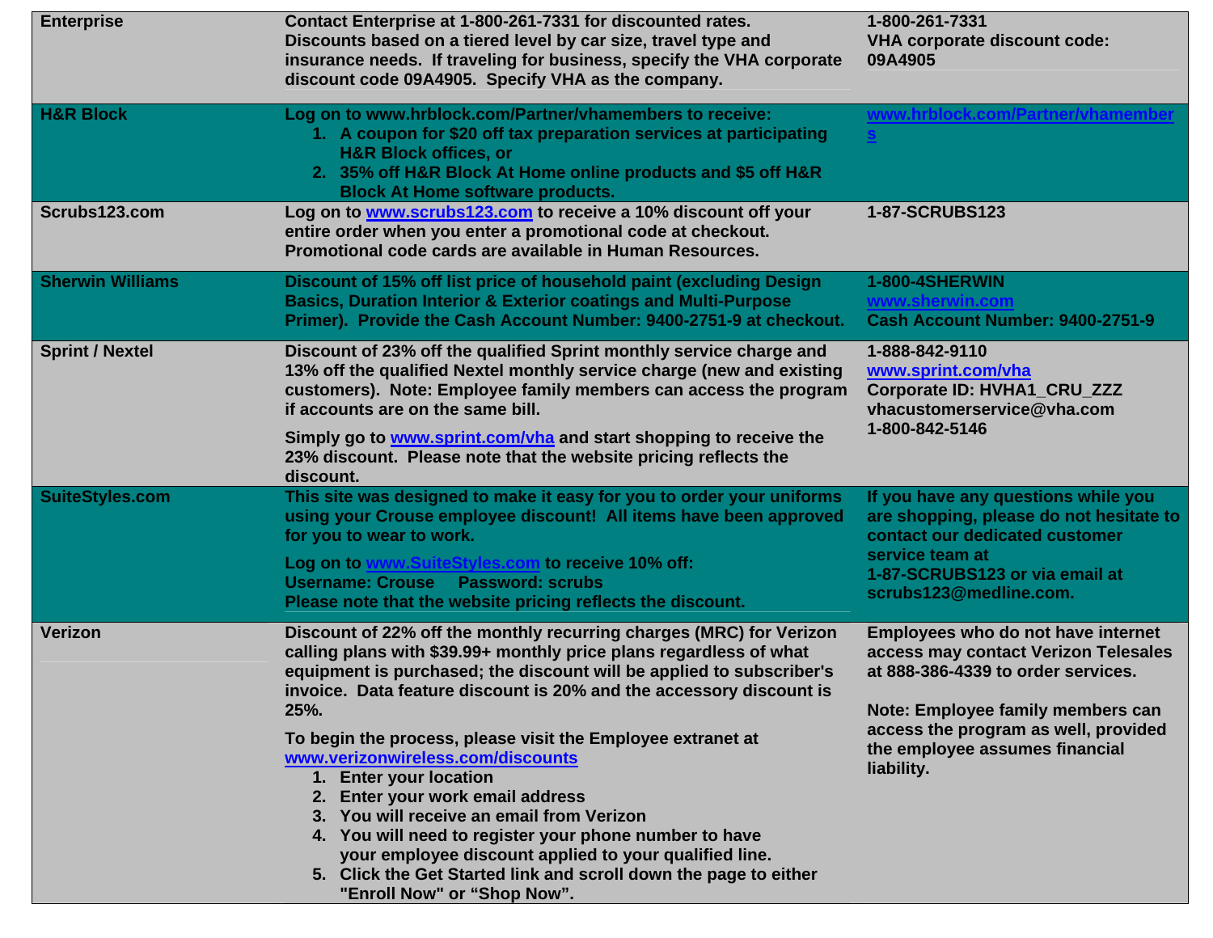| | | |
|---|---|---|
| **Enterprise** | **Contact Enterprise at 1-800-261-7331 for discounted rates. Discounts based on a tiered level by car size, travel type and insurance needs. If traveling for business, specify the VHA corporate discount code 09A4905. Specify VHA as the company.** | **1-800-261-7331**<br>**VHA corporate discount code: 09A4905** |
| **H&R Block** | **Log on to www.hrblock.com/Partner/vhamembers to receive:**<br>**1. A coupon for $20 off tax preparation services at participating H&R Block offices, or**<br>**2. 35% off H&R Block At Home online products and $5 off H&R Block At Home software products.** | **www.hrblock.com/Partner/vhamembers** |
| **Scrubs123.com** | **Log on to www.scrubs123.com to receive a 10% discount off your entire order when you enter a promotional code at checkout. Promotional code cards are available in Human Resources.** | **1-87-SCRUBS123** |
| **Sherwin Williams** | **Discount of 15% off list price of household paint (excluding Design Basics, Duration Interior & Exterior coatings and Multi-Purpose Primer). Provide the Cash Account Number: 9400-2751-9 at checkout.** | **1-800-4SHERWIN**<br>**www.sherwin.com**<br>**Cash Account Number: 9400-2751-9** |
| **Sprint / Nextel** | **Discount of 23% off the qualified Sprint monthly service charge and 13% off the qualified Nextel monthly service charge (new and existing customers). Note: Employee family members can access the program if accounts are on the same bill.**<br><br>**Simply go to www.sprint.com/vha and start shopping to receive the 23% discount. Please note that the website pricing reflects the discount.** | **1-888-842-9110**<br>**www.sprint.com/vha**<br>**Corporate ID: HVHA1_CRU_ZZZ**<br>**vhacustomerservice@vha.com**<br>**1-800-842-5146** |
| **SuiteStyles.com** | **This site was designed to make it easy for you to order your uniforms using your Crouse employee discount! All items have been approved for you to wear to work.**<br><br>**Log on to www.SuiteStyles.com to receive 10% off:**<br>**Username: Crouse  Password: scrubs**<br>**Please note that the website pricing reflects the discount.** | **If you have any questions while you are shopping, please do not hesitate to contact our dedicated customer service team at 1-87-SCRUBS123 or via email at scrubs123@medline.com.** |
| **Verizon** | **Discount of 22% off the monthly recurring charges (MRC) for Verizon calling plans with $39.99+ monthly price plans regardless of what equipment is purchased; the discount will be applied to subscriber's invoice. Data feature discount is 20% and the accessory discount is 25%.**<br><br>**To begin the process, please visit the Employee extranet at www.verizonwireless.com/discounts**<br>**1. Enter your location**<br>**2. Enter your work email address**<br>**3. You will receive an email from Verizon**<br>**4. You will need to register your phone number to have your employee discount applied to your qualified line.**<br>**5. Click the Get Started link and scroll down the page to either "Enroll Now" or "Shop Now".** | **Employees who do not have internet access may contact Verizon Telesales at 888-386-4339 to order services.**<br><br>**Note: Employee family members can access the program as well, provided the employee assumes financial liability.** |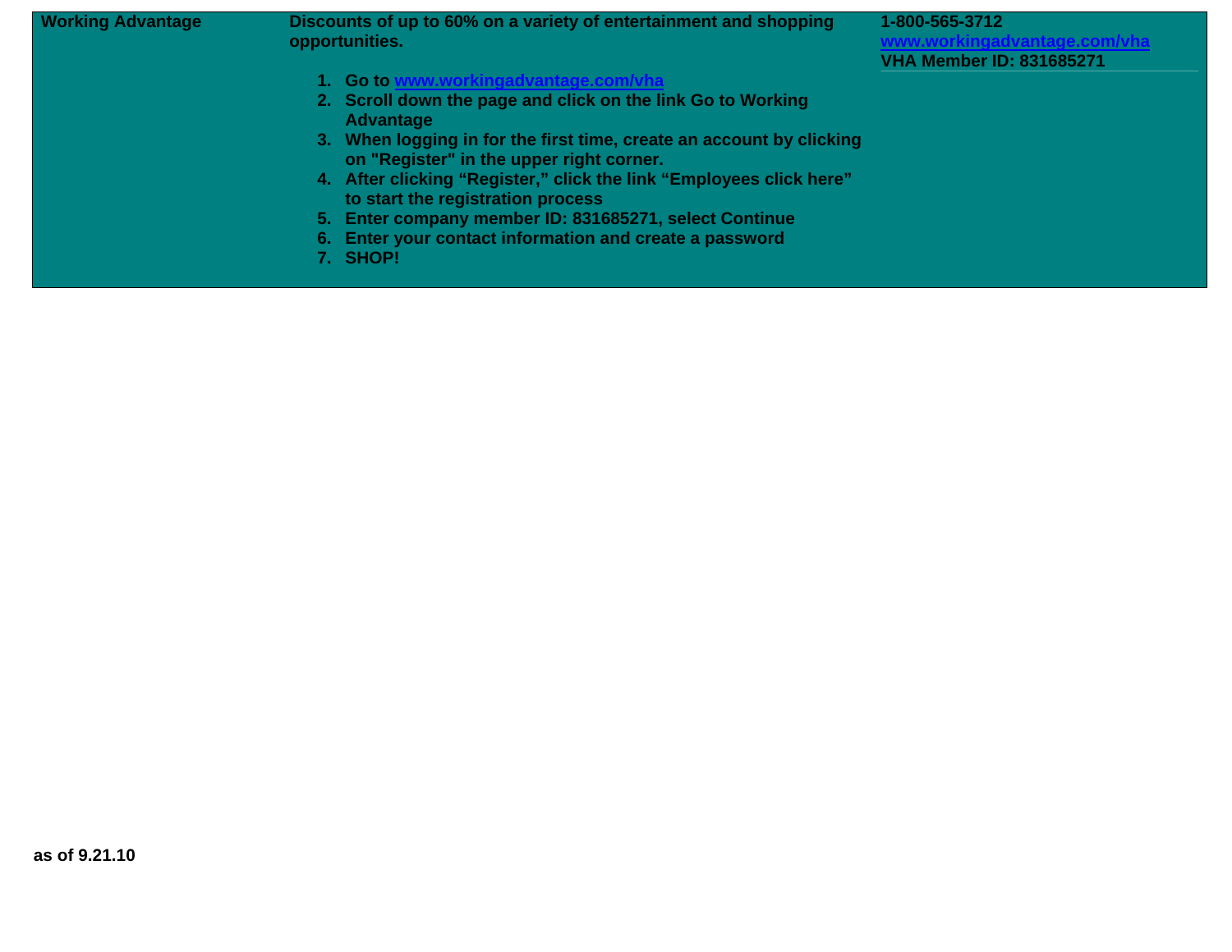| | | |
|---|---|---|
| **Working Advantage** | **Discounts of up to 60% on a variety of entertainment and shopping opportunities.**<br><br>**1. Go to www.workingadvantage.com/vha**<br>**2. Scroll down the page and click on the link Go to Working Advantage**<br>**3. When logging in for the first time, create an account by clicking on "Register" in the upper right corner.**<br>**4. After clicking "Register," click the link "Employees click here" to start the registration process**<br>**5. Enter company member ID: 831685271, select Continue**<br>**6. Enter your contact information and create a password**<br>**7. SHOP!** | **1-800-565-3712**<br>**www.workingadvantage.com/vha**<br>**VHA Member ID: 831685271** |

**as of 9.21.10**